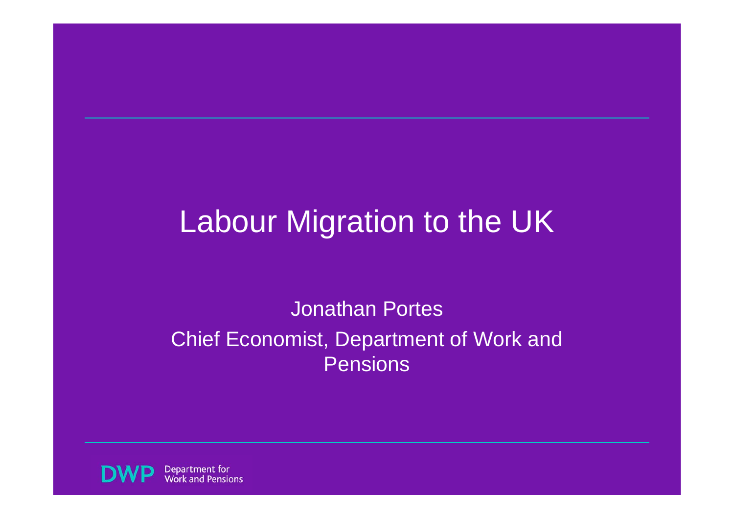# Labour Migration to the UK

Jonathan Portes

Chief Economist, Department of Work and Pensions

DWP Department for Work and Pensions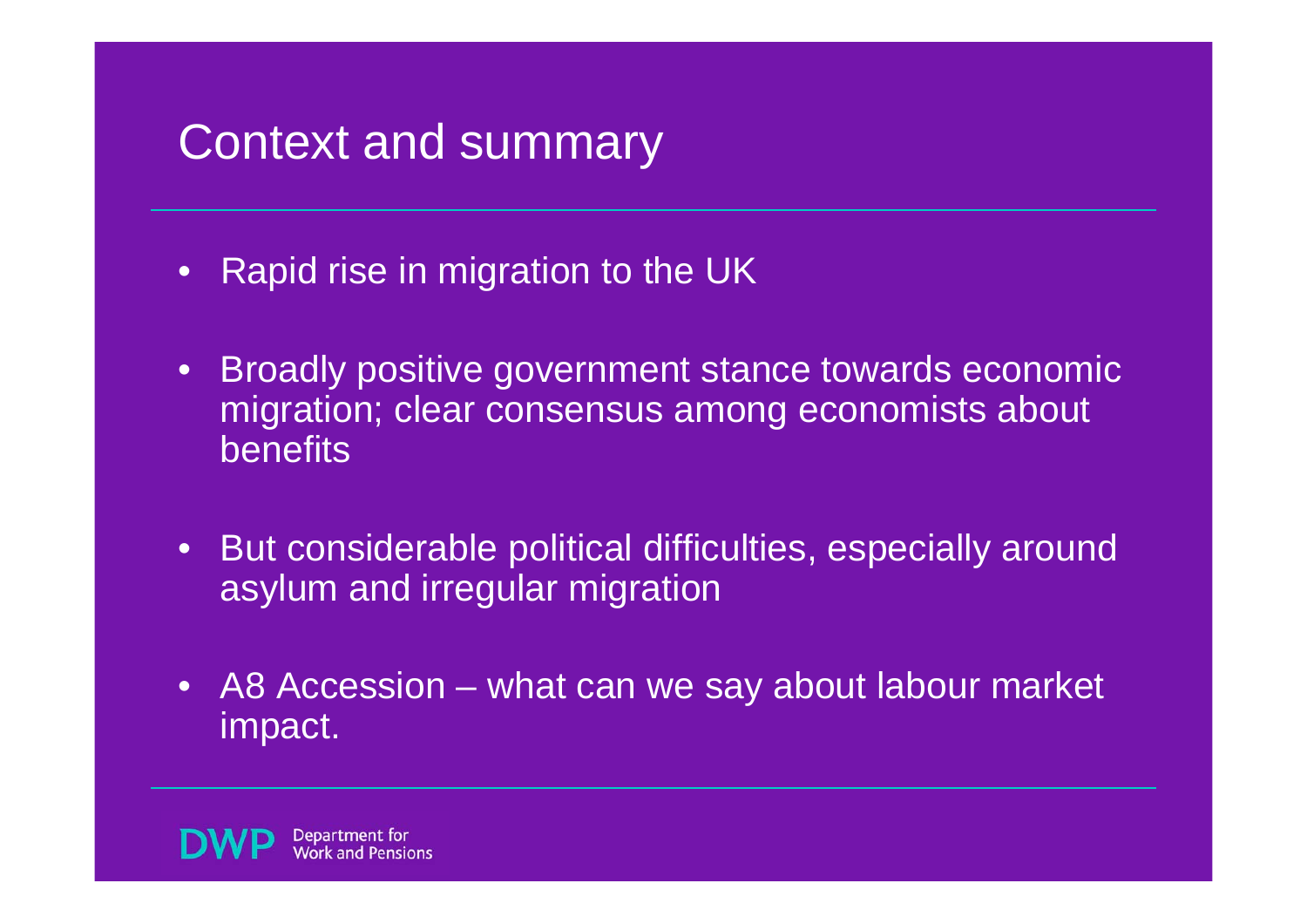# Context and summary

- Rapid rise in migration to the UK
- Broadly positive government stance towards economic migration; clear consensus among economists about benefits
- But considerable political difficulties, especially around asylum and irregular migration
- A8 Accession – what can we say about labour market impact.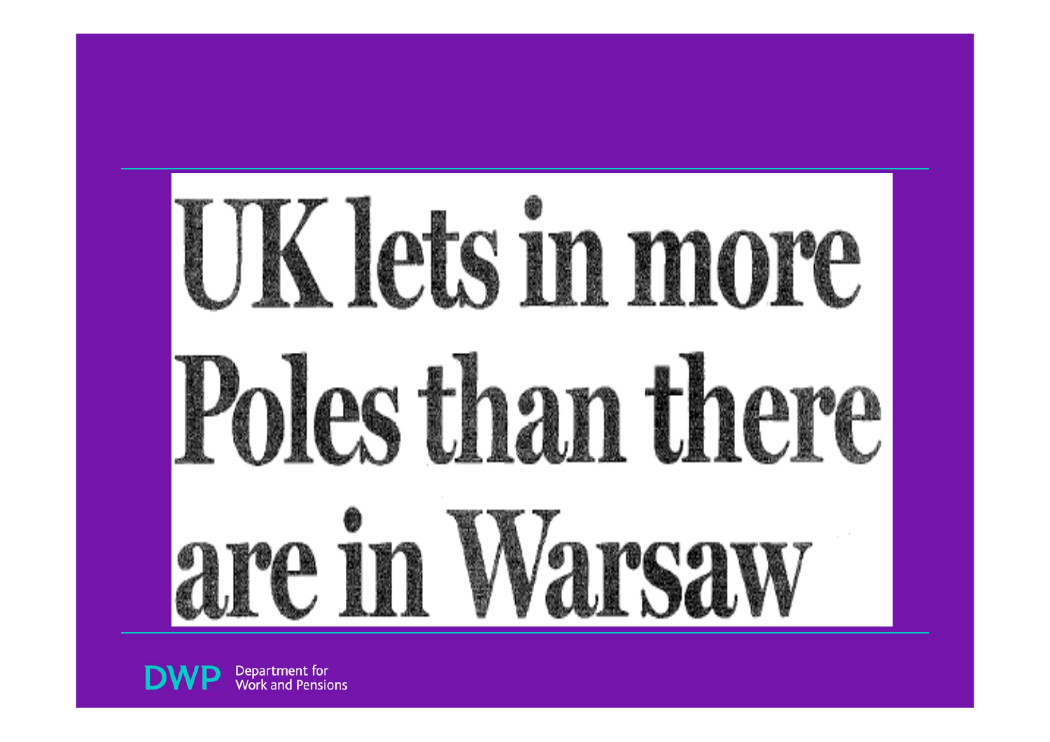# UK lets in more Poles than there are in Warsaw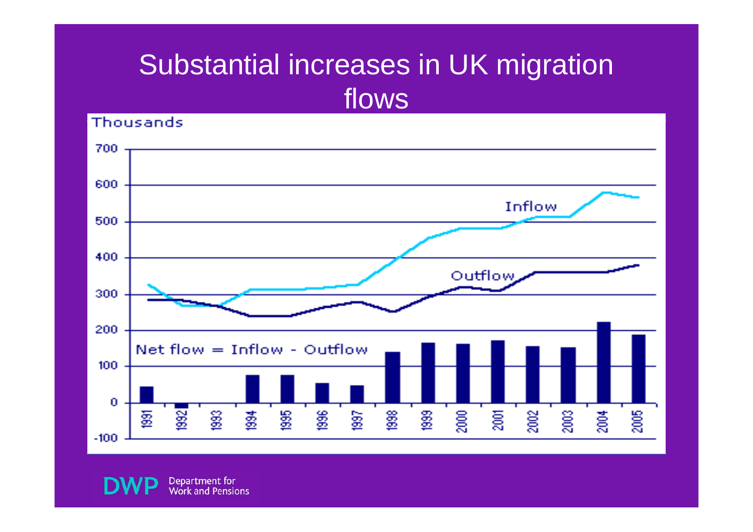# Substantial increases in UK migration flows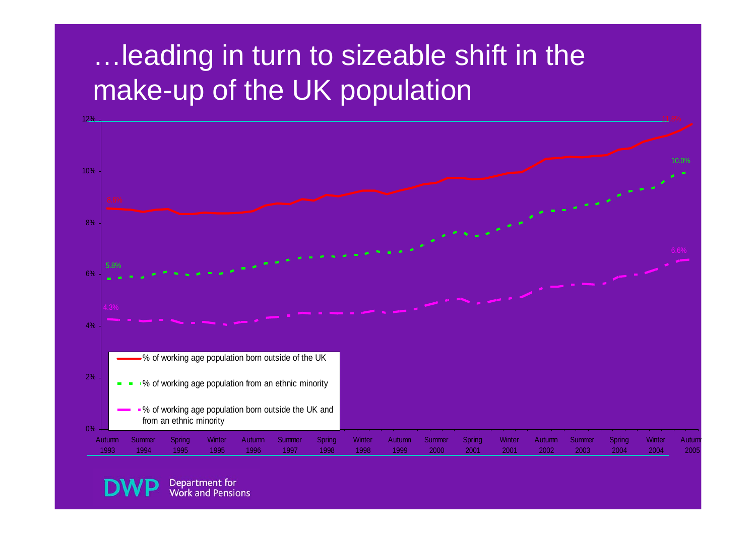# …leading in turn to sizeable shift in the make-up of the UK population

12%

10%

8%

6%

4%

2%

0%

11.8%

10.0%

8.6%

6.6%

5.8%

4.3%

% of working age population born outside of the UK

% of working age population from an ethnic minority

% of working age population born outside the UK and from an ethnic minority

Autumn 1993, Summer 1994, Spring 1995, Winter 1995, Autumn 1996, Summer 1997, Spring 1998, Winter 1998, Autumn 1999, Summer 2000, Spring 2001, Winter 2001, Autumn 2002, Summer 2003, Spring 2004, Winter 2004, Autumn 2005

DWP Department for Work and Pensions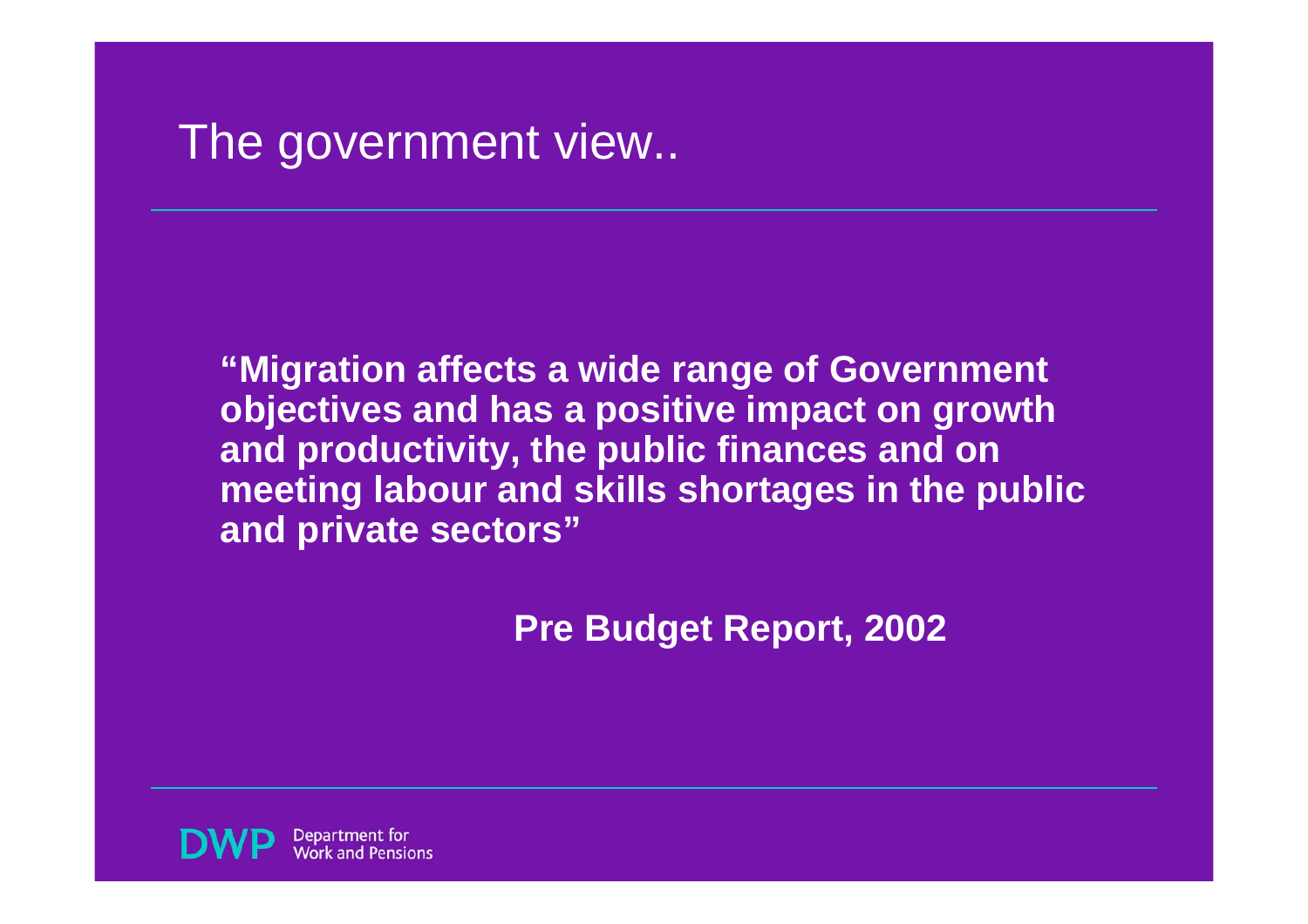# The government view..

**"Migration affects a wide range of Government objectives and has a positive impact on growth and productivity, the public finances and on meeting labour and skills shortages in the public and private sectors"**

**Pre Budget Report, 2002**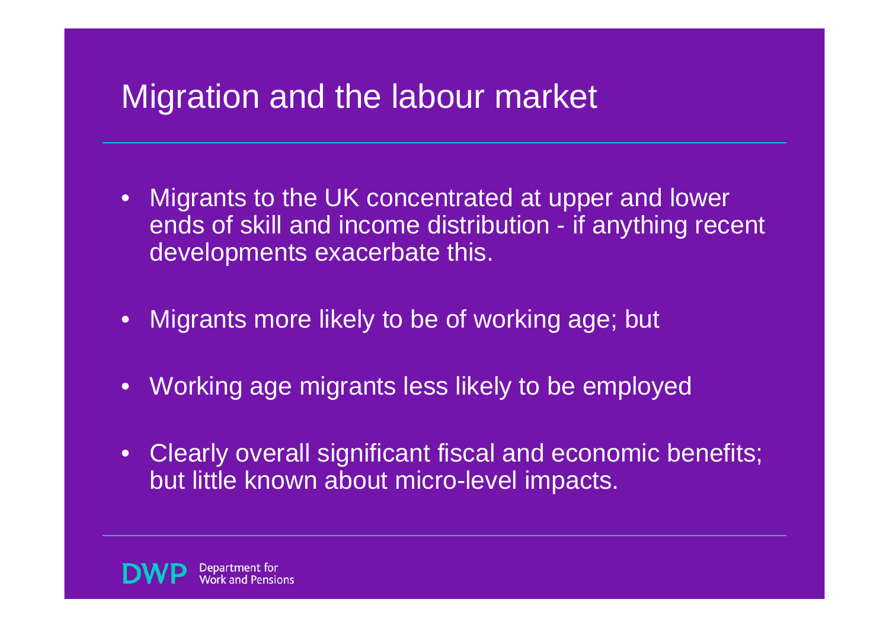# Migration and the labour market

- Migrants to the UK concentrated at upper and lower ends of skill and income distribution - if anything recent developments exacerbate this.
- Migrants more likely to be of working age; but
- Working age migrants less likely to be employed
- Clearly overall significant fiscal and economic benefits; but little known about micro-level impacts.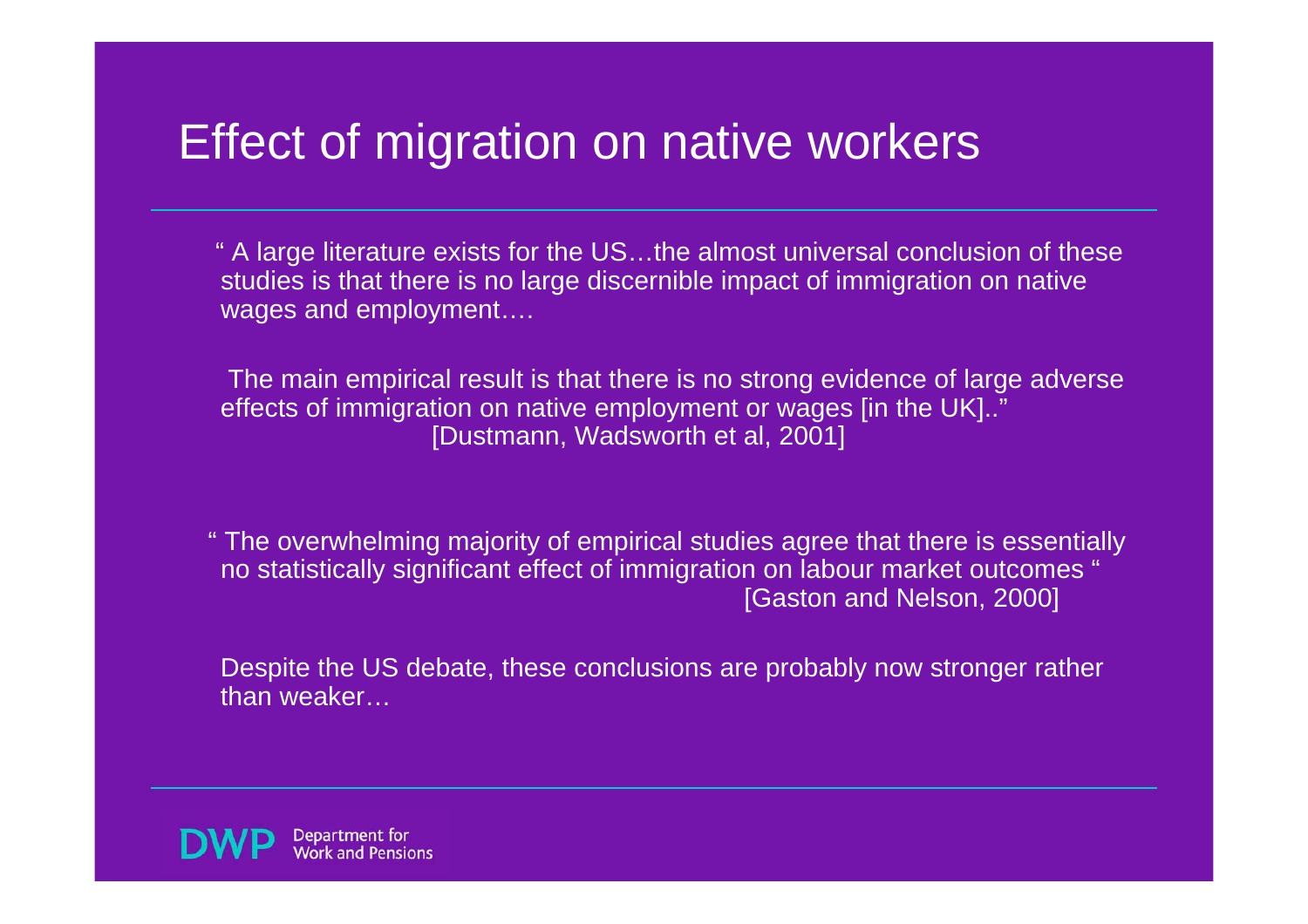# Effect of migration on native workers

" A large literature exists for the US…the almost universal conclusion of these studies is that there is no large discernible impact of immigration on native wages and employment….

The main empirical result is that there is no strong evidence of large adverse effects of immigration on native employment or wages [in the UK].."
[Dustmann, Wadsworth et al, 2001]

" The overwhelming majority of empirical studies agree that there is essentially no statistically significant effect of immigration on labour market outcomes "
[Gaston and Nelson, 2000]

Despite the US debate, these conclusions are probably now stronger rather than weaker…

DWP Department for Work and Pensions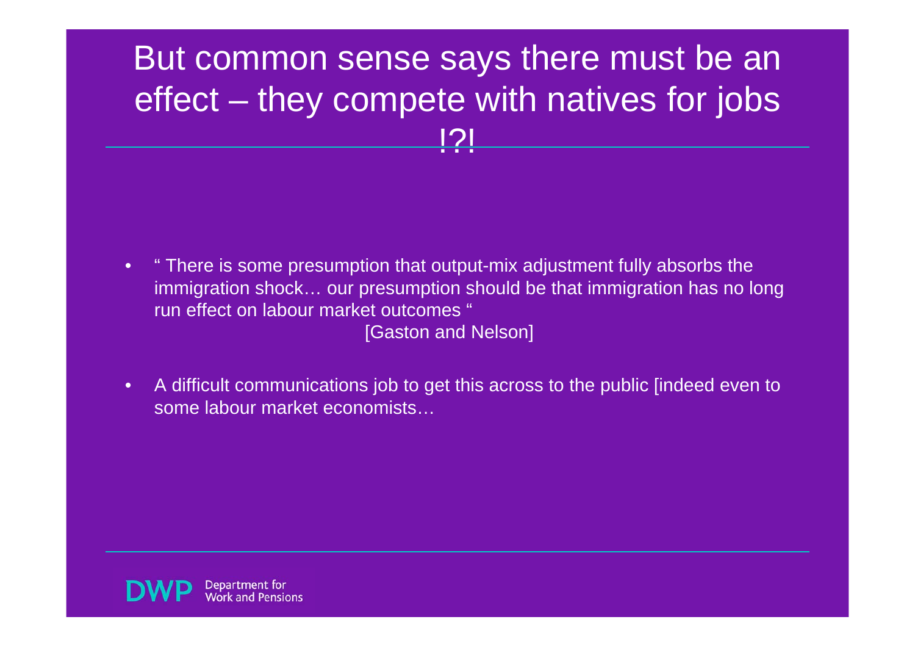# But common sense says there must be an effect – they compete with natives for jobs !?!

- " There is some presumption that output-mix adjustment fully absorbs the immigration shock… our presumption should be that immigration has no long run effect on labour market outcomes "

  [Gaston and Nelson]

- A difficult communications job to get this across to the public [indeed even to some labour market economists…

DWP Department for Work and Pensions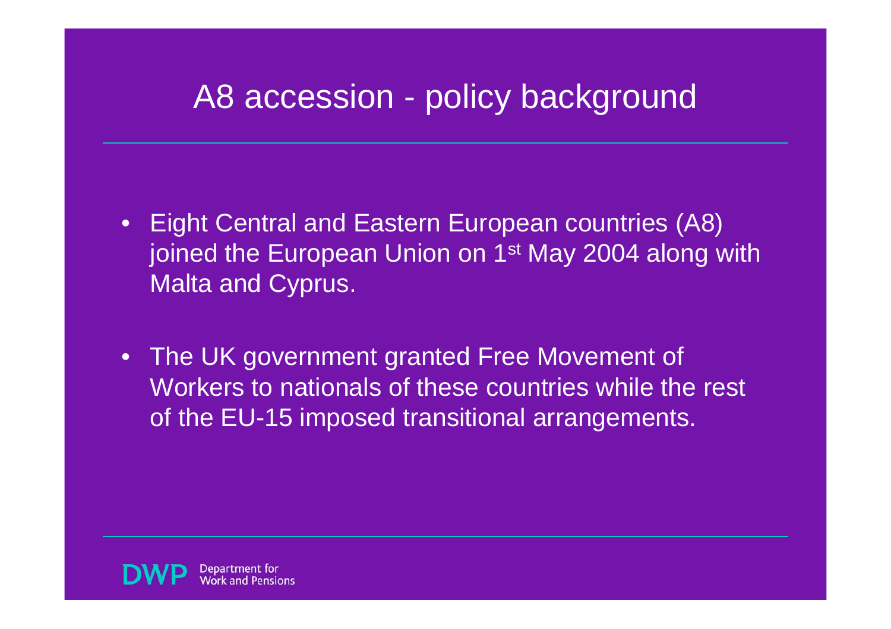# A8 accession - policy background

- Eight Central and Eastern European countries (A8) joined the European Union on 1st May 2004 along with Malta and Cyprus.
- The UK government granted Free Movement of Workers to nationals of these countries while the rest of the EU-15 imposed transitional arrangements.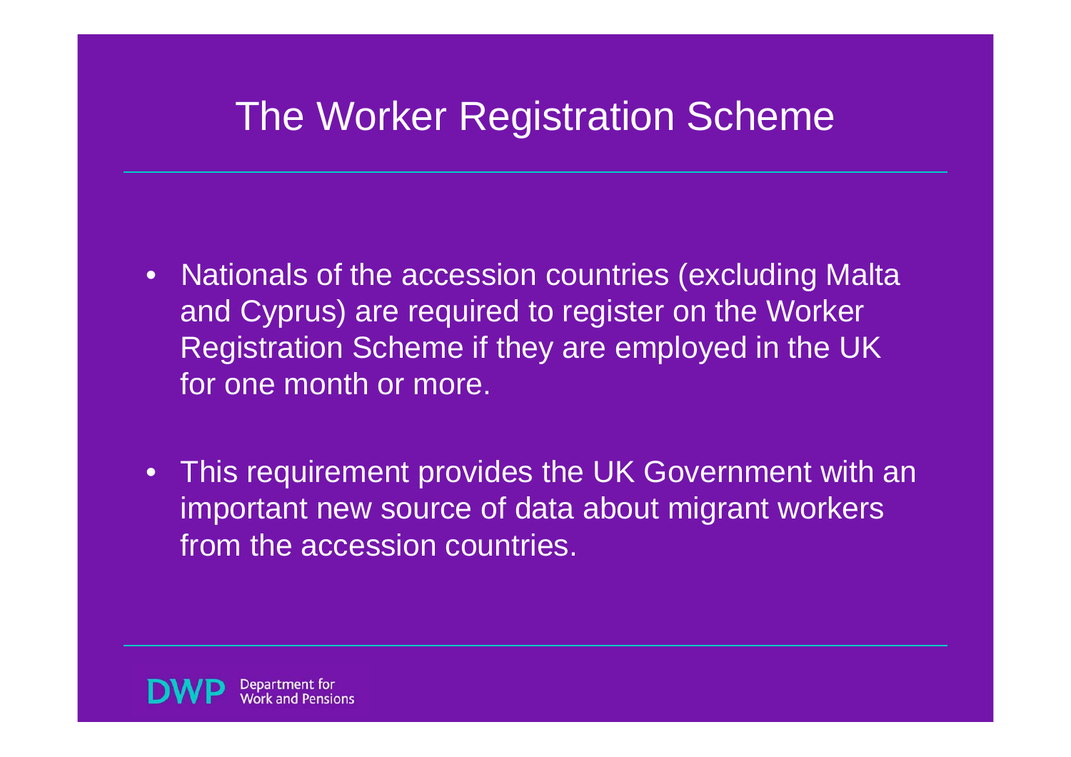# The Worker Registration Scheme

- Nationals of the accession countries (excluding Malta and Cyprus) are required to register on the Worker Registration Scheme if they are employed in the UK for one month or more.
- This requirement provides the UK Government with an important new source of data about migrant workers from the accession countries.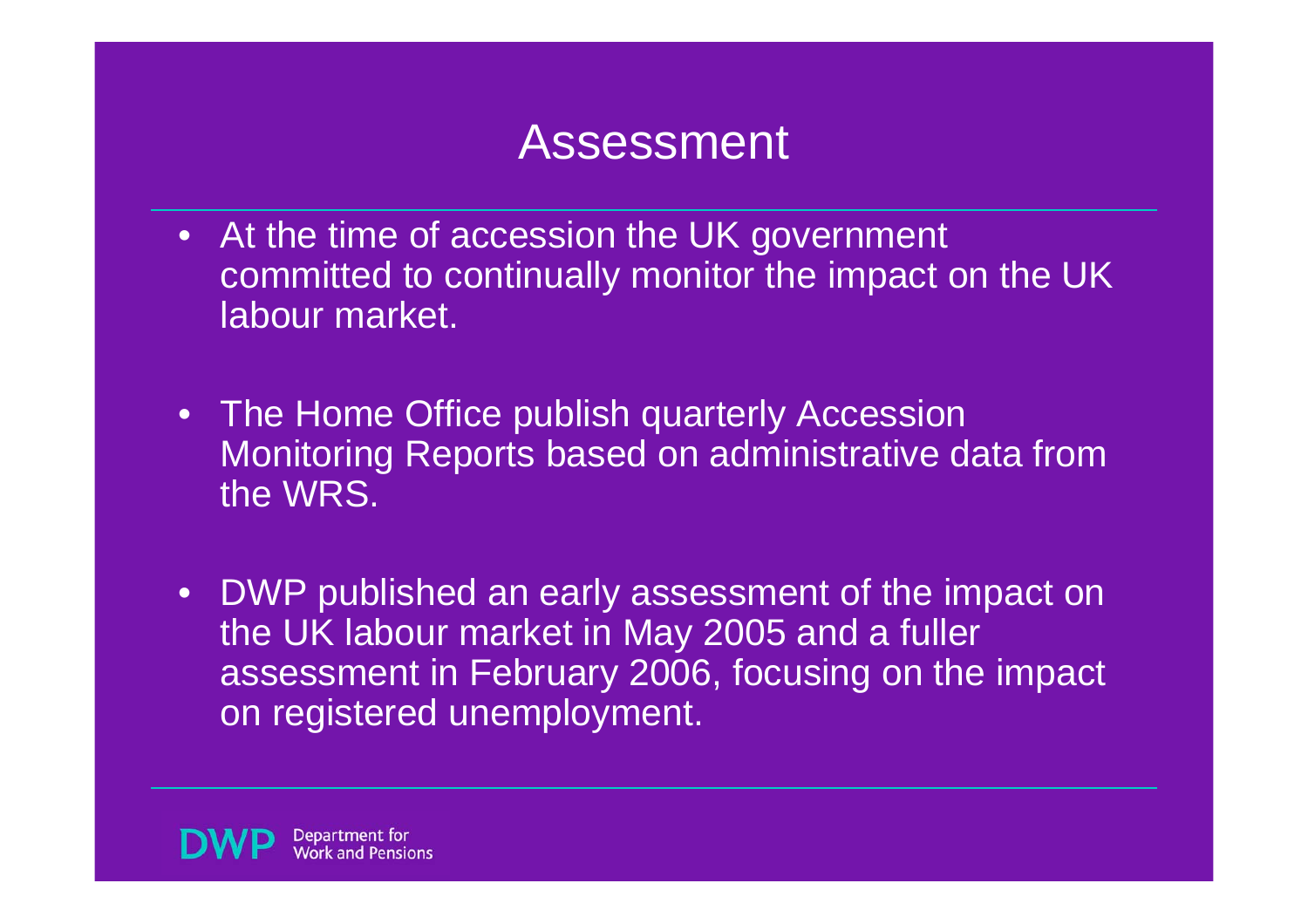# Assessment

- At the time of accession the UK government committed to continually monitor the impact on the UK labour market.
- The Home Office publish quarterly Accession Monitoring Reports based on administrative data from the WRS.
- DWP published an early assessment of the impact on the UK labour market in May 2005 and a fuller assessment in February 2006, focusing on the impact on registered unemployment.

DWP Department for Work and Pensions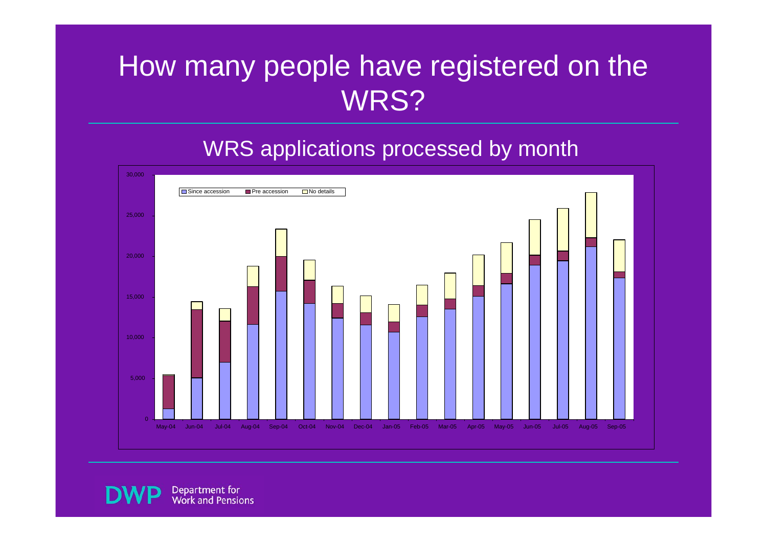# How many people have registered on the WRS?

## WRS applications processed by month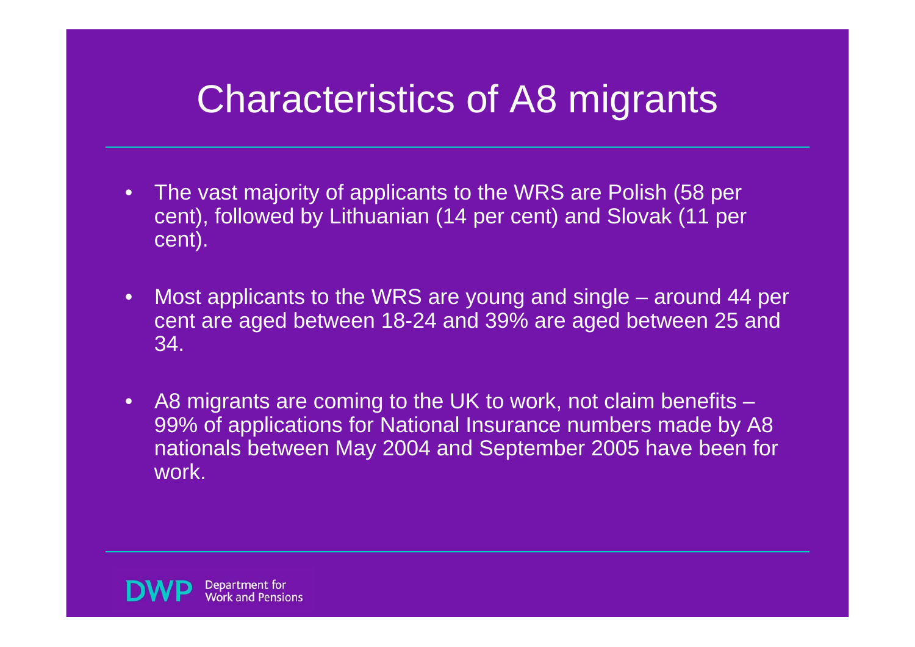# Characteristics of A8 migrants

- The vast majority of applicants to the WRS are Polish (58 per cent), followed by Lithuanian (14 per cent) and Slovak (11 per cent).
- Most applicants to the WRS are young and single – around 44 per cent are aged between 18-24 and 39% are aged between 25 and 34.
- A8 migrants are coming to the UK to work, not claim benefits – 99% of applications for National Insurance numbers made by A8 nationals between May 2004 and September 2005 have been for work.

DWP Department for Work and Pensions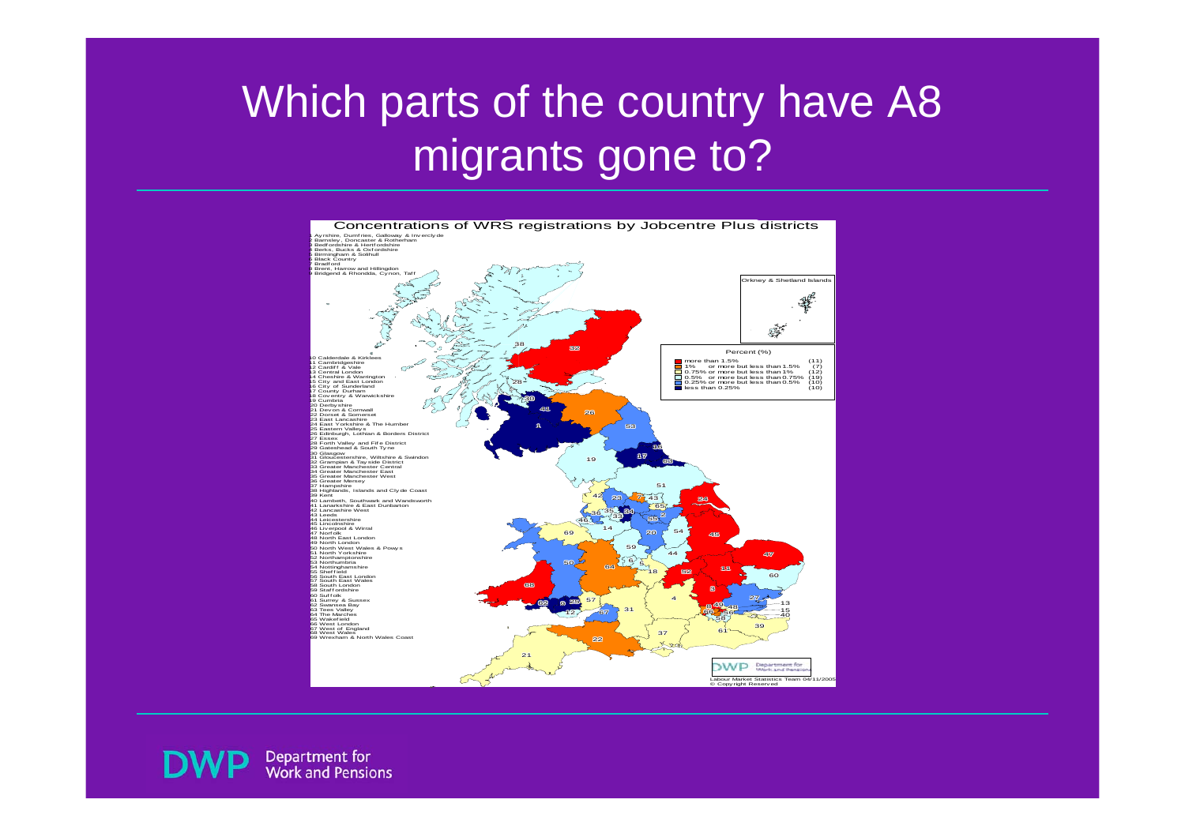# Which parts of the country have A8 migrants gone to?

Concentrations of WRS registrations by Jobcentre Plus districts

1 Ayrshire, Dumfries, Galloway & Inverclyde
2 Barnsley, Doncaster & Rotherham
3 Bedfordshire & Hertfordshire
4 Berks, Bucks & Oxfordshire
5 Birmingham & Solihull
6 Black Country
7 Bradford
8 Brent, Harrow and Hillingdon
9 Bridgend & Rhondda, Cynon, Taff
10 Calderdale & Kirklees
11 Cambridgeshire
12 Cardiff & Vale
13 Central London
14 Cheshire & Warrington
15 City and East London
16 City of Sunderland
17 County Durham
18 Coventry & Warwickshire
19 Cumbria
20 Derbyshire
21 Devon & Cornwall
22 Dorset & Somerset
23 East Lancashire
24 East Yorkshire & The Humber
25 Eastern Valleys
26 Edinburgh, Lothian & Borders District
27 Essex
28 Forth Valley and Fife District
29 Gateshead & South Tyne
30 Glasgow
31 Gloucestershire, Wiltshire & Swindon
32 Grampian & Tayside District
33 Greater Manchester Central
34 Greater Manchester East
35 Greater Manchester West
36 Greater Mersey
37 Hampshire
38 Highlands, Islands and Clyde Coast
39 Kent
40 Lambeth, Southwark and Wandsworth
41 Lanarkshire & East Dunbarton
42 Lancashire West
43 Leeds
44 Leicestershire
45 Lincolnshire
46 Liverpool & Wirral
47 Norfolk
48 North East London
49 North London
50 North West Wales & Powys
51 North Yorkshire
52 Northamptonshire
53 Northumbria
54 Nottinghamshire
55 Sheffield
56 South East London
57 South East Wales
58 South London
59 Staffordshire
60 Suffolk
61 Surrey & Sussex
62 Swansea Bay
63 Tees Valley
64 The Marches
65 Wakefield
66 West London
67 West of England
68 West Wales
69 Wrexham & North Wales Coast

Percent (%)

| Category | Count |
|---|---|
| more than 1.5% | (11) |
| 1% or more but less than 1.5% | (7) |
| 0.75% or more but less than 1% | (12) |
| 0.5% or more but less than 0.75% | (19) |
| 0.25% or more but less than 0.5% | (10) |
| less than 0.25% | (10) |

Orkney & Shetland Islands

Labour Market Statistics Team 04/11/2005
© Copyright Reserved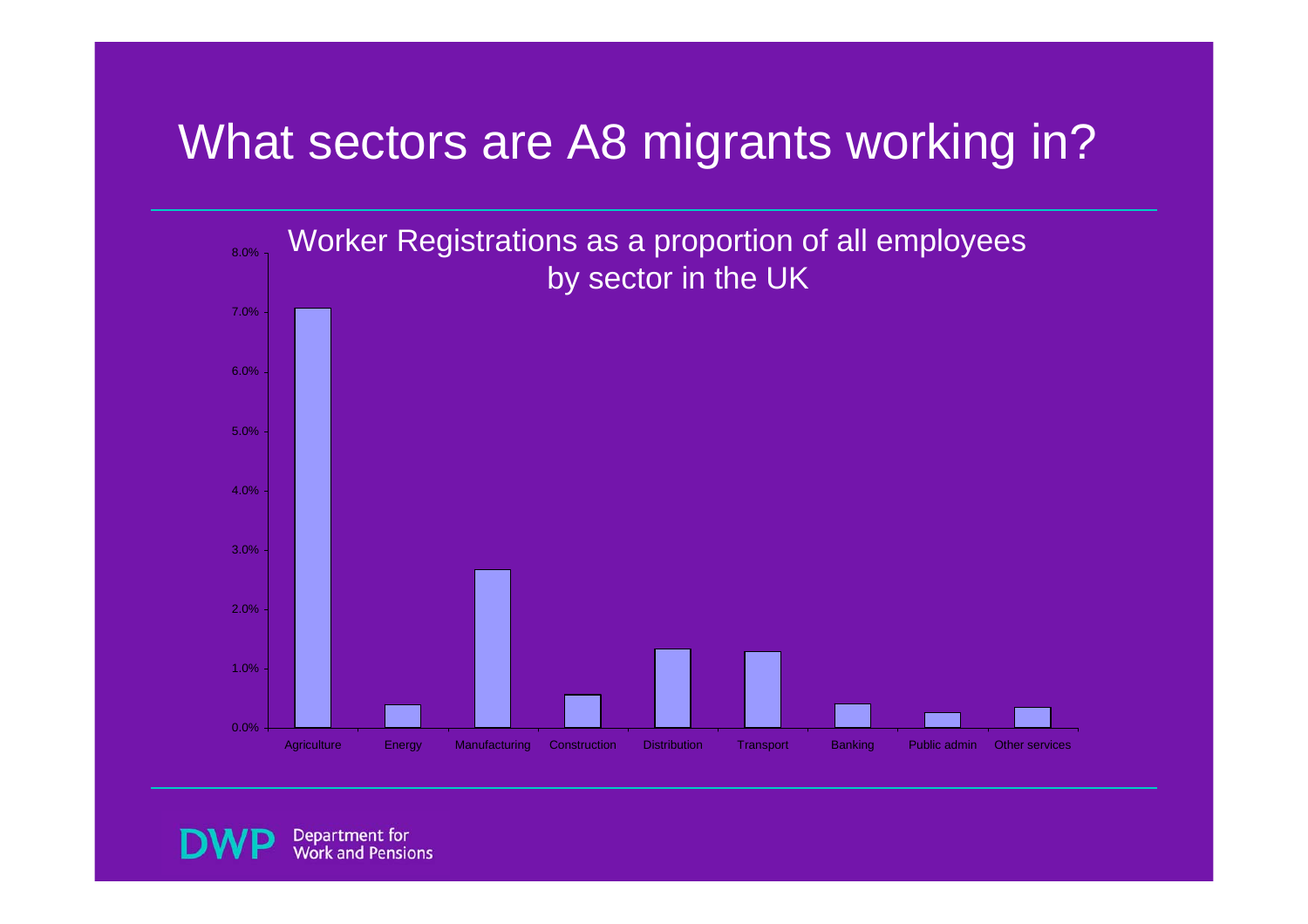# What sectors are A8 migrants working in?

Worker Registrations as a proportion of all employees by sector in the UK

| Sector | Proportion |
|---|---|
| Agriculture | 7.1% |
| Energy | 0.4% |
| Manufacturing | 2.7% |
| Construction | 0.6% |
| Distribution | 1.3% |
| Transport | 1.3% |
| Banking | 0.4% |
| Public admin | 0.3% |
| Other services | 0.3% |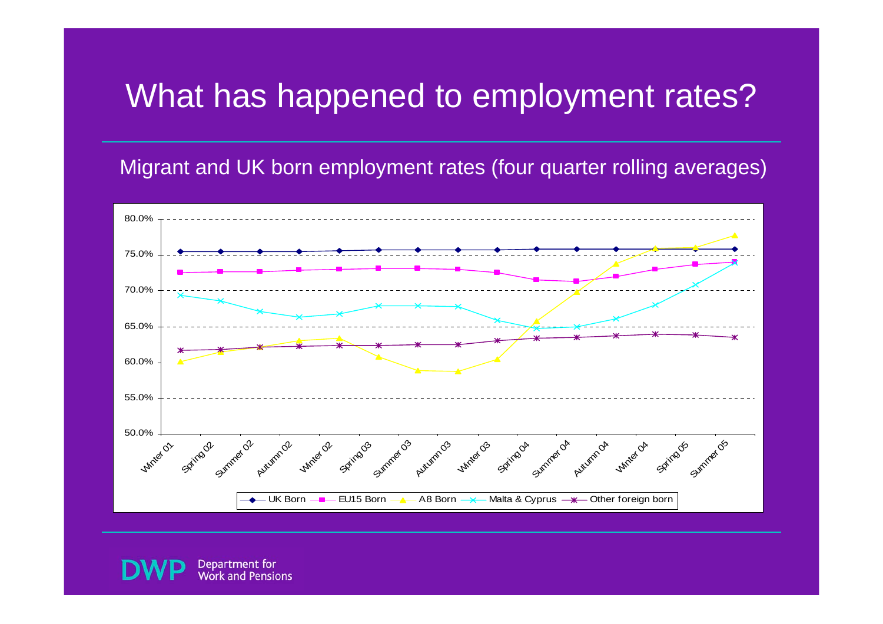# What has happened to employment rates?

Migrant and UK born employment rates (four quarter rolling averages)

80.0%
75.0%
70.0%
65.0%
60.0%
55.0%
50.0%

Winter 01, Spring 02, Summer 02, Autumn 02, Winter 02, Spring 03, Summer 03, Autumn 03, Winter 03, Spring 04, Summer 04, Autumn 04, Winter 04, Spring 05, Summer 05

UK Born, EU15 Born, A8 Born, Malta & Cyprus, Other foreign born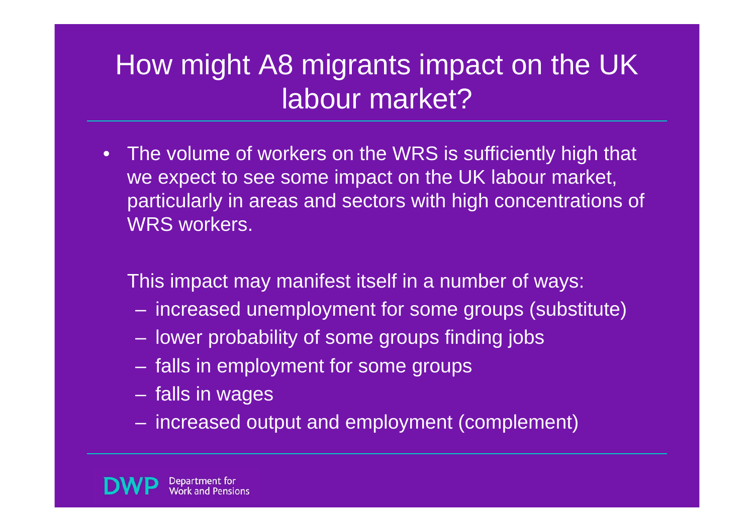# How might A8 migrants impact on the UK labour market?

- The volume of workers on the WRS is sufficiently high that we expect to see some impact on the UK labour market, particularly in areas and sectors with high concentrations of WRS workers.

  This impact may manifest itself in a number of ways:
  - increased unemployment for some groups (substitute)
  - lower probability of some groups finding jobs
  - falls in employment for some groups
  - falls in wages
  - increased output and employment (complement)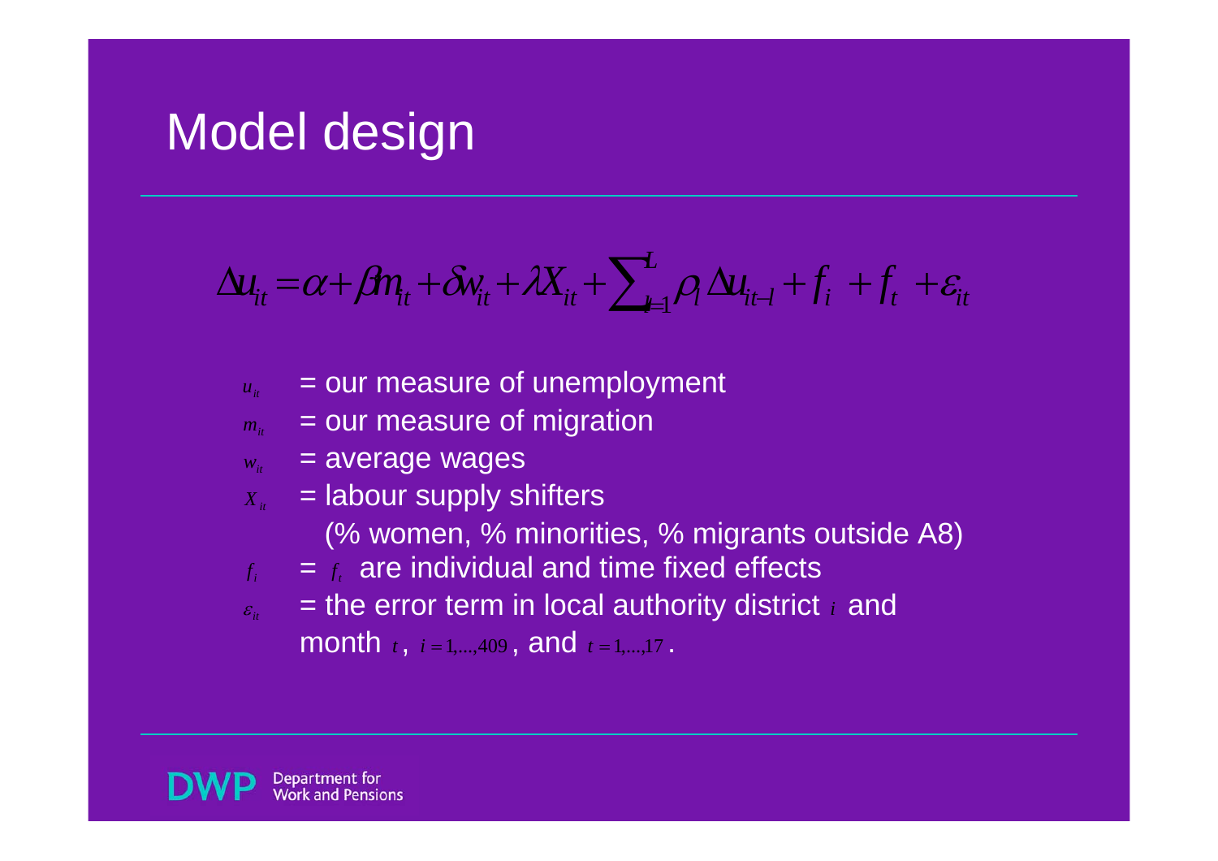# Model design

$$\Delta u_{it} = \alpha + \beta m_{it} + \delta w_{it} + \lambda X_{it} + \sum_{l=1}^{L} \rho_l \Delta u_{it-l} + f_i + f_t + \varepsilon_{it}$$

- $u_{it}$ = our measure of unemployment
- $m_{it}$ = our measure of migration
- $w_{it}$ = average wages
- $X_{it}$ = labour supply shifters (% women, % minorities, % migrants outside A8)
- $f_i$ = $f_t$ are individual and time fixed effects
- $\varepsilon_{it}$ = the error term in local authority district $i$ and month $t$, $i = 1,...,409$, and $t = 1,...,17$.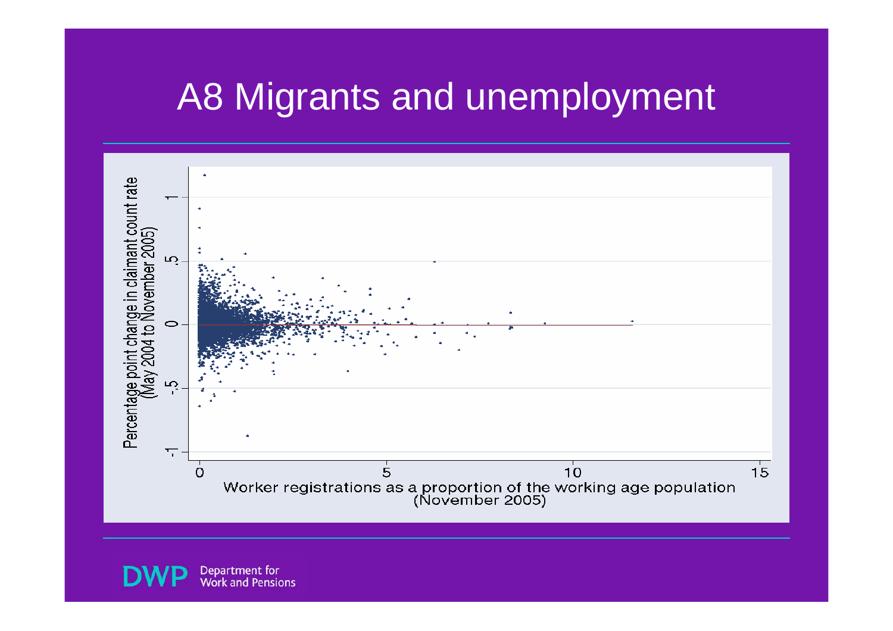# A8 Migrants and unemployment

Percentage point change in claimant count rate (May 2004 to November 2005)

Worker registrations as a proportion of the working age population (November 2005)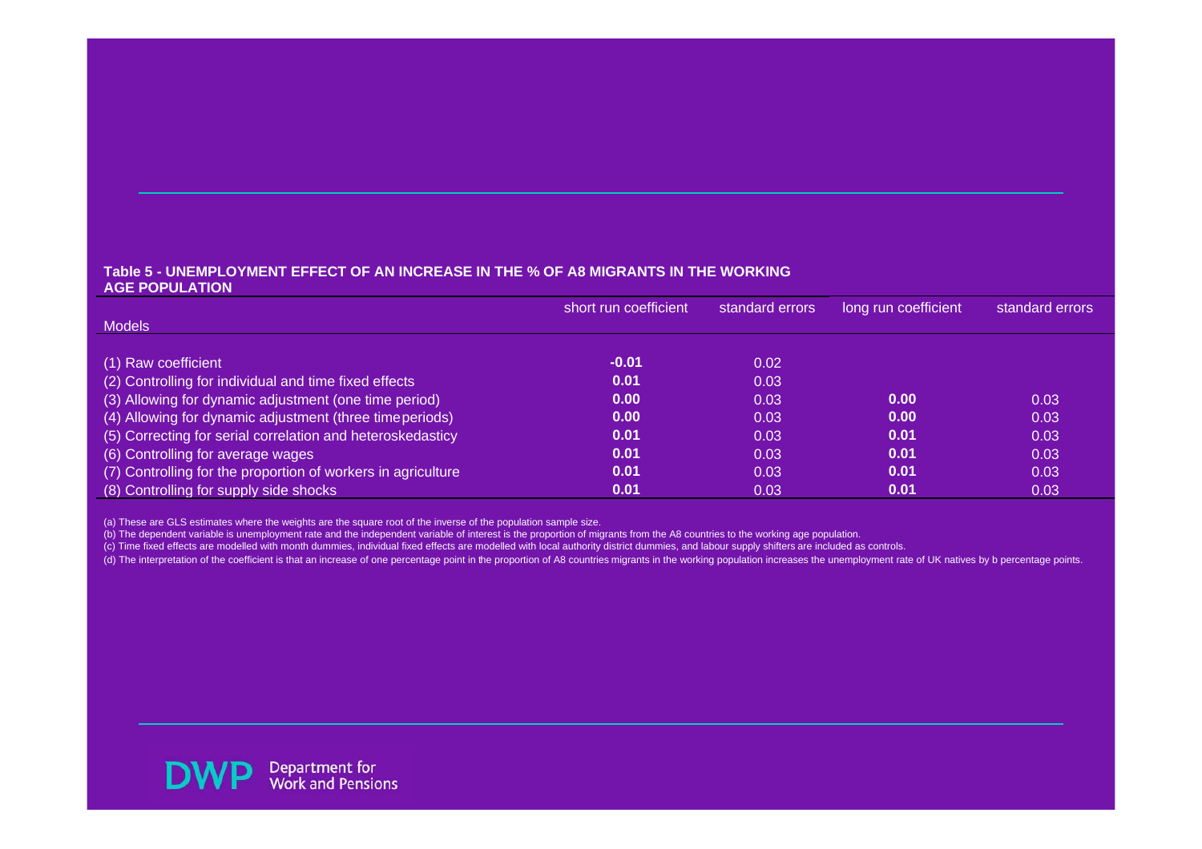**Table 5 - UNEMPLOYMENT EFFECT OF AN INCREASE IN THE % OF A8 MIGRANTS IN THE WORKING AGE POPULATION**

| Models | short run coefficient | standard errors | long run coefficient | standard errors |
|---|---|---|---|---|
| (1) Raw coefficient | **-0.01** | 0.02 | | |
| (2) Controlling for individual and time fixed effects | **0.01** | 0.03 | | |
| (3) Allowing for dynamic adjustment (one time period) | **0.00** | 0.03 | **0.00** | 0.03 |
| (4) Allowing for dynamic adjustment (three time periods) | **0.00** | 0.03 | **0.00** | 0.03 |
| (5) Correcting for serial correlation and heteroskedasticy | **0.01** | 0.03 | **0.01** | 0.03 |
| (6) Controlling for average wages | **0.01** | 0.03 | **0.01** | 0.03 |
| (7) Controlling for the proportion of workers in agriculture | **0.01** | 0.03 | **0.01** | 0.03 |
| (8) Controlling for supply side shocks | **0.01** | 0.03 | **0.01** | 0.03 |

(a) These are GLS estimates where the weights are the square root of the inverse of the population sample size.

(b) The dependent variable is unemployment rate and the independent variable of interest is the proportion of migrants from the A8 countries to the working age population.

(c) Time fixed effects are modelled with month dummies, individual fixed effects are modelled with local authority district dummies, and labour supply shifters are included as controls.

(d) The interpretation of the coefficient is that an increase of one percentage point in the proportion of A8 countries migrants in the working population increases the unemployment rate of UK natives by b percentage points.

DWP Department for Work and Pensions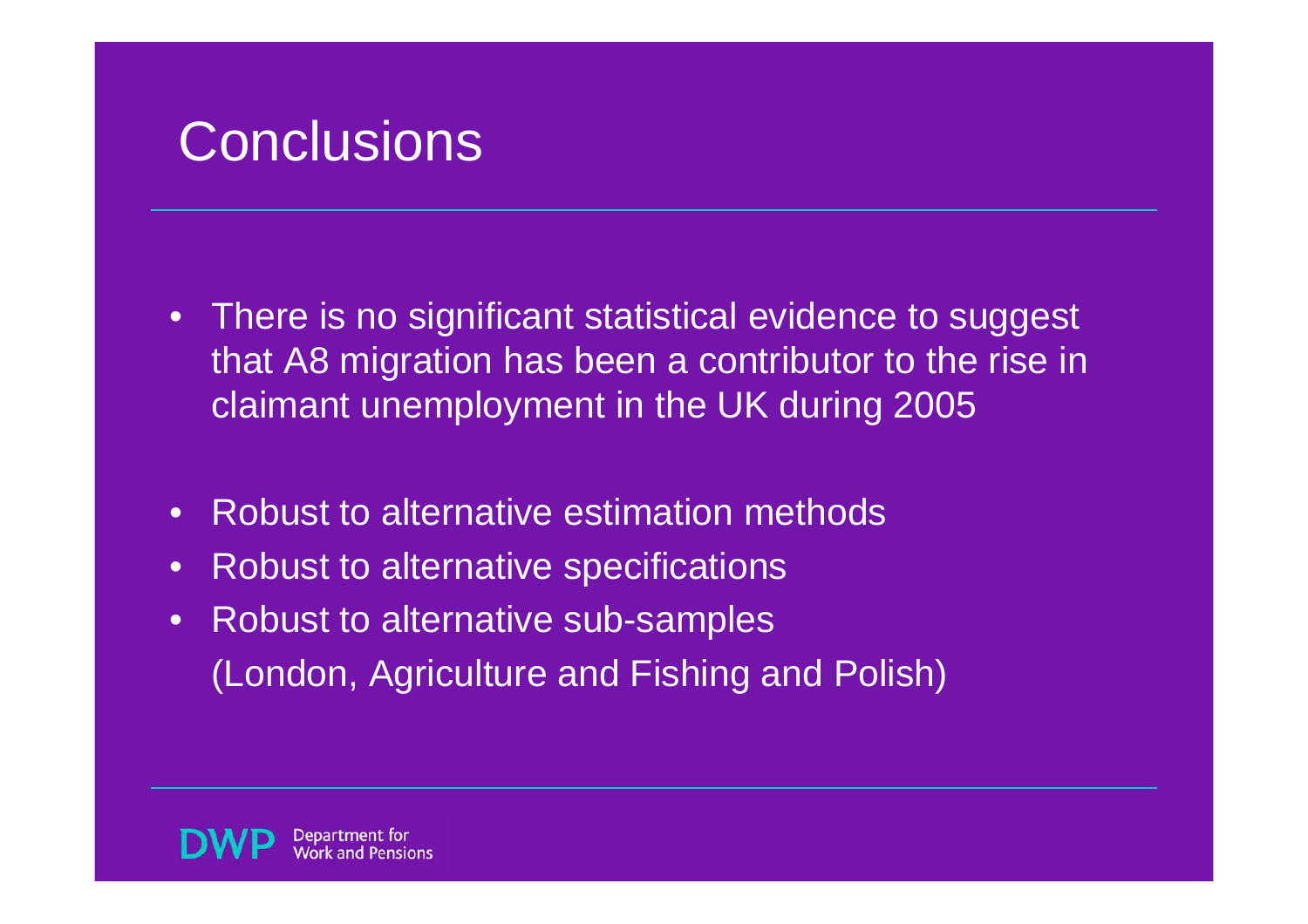# Conclusions

- There is no significant statistical evidence to suggest that A8 migration has been a contributor to the rise in claimant unemployment in the UK during 2005
- Robust to alternative estimation methods
- Robust to alternative specifications
- Robust to alternative sub-samples
  (London, Agriculture and Fishing and Polish)

DWP Department for Work and Pensions